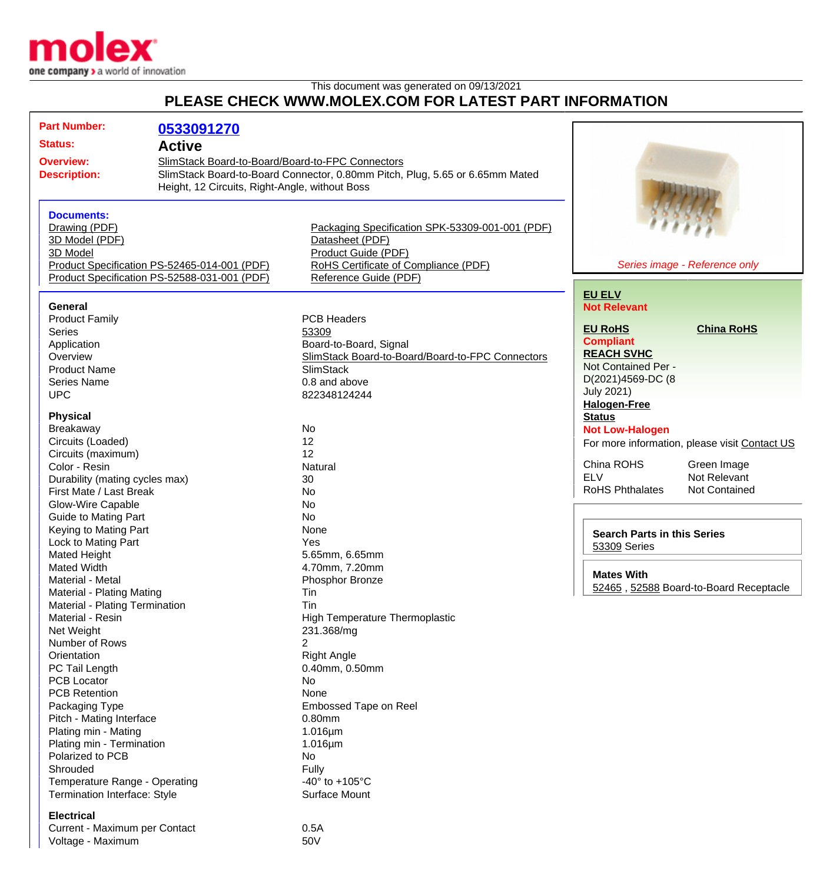This document was generated on 09/13/2021

# PLEASE CHECK WWW.MOLEX.COM FOR LATEST PART INFORMATION

| | |
|---|---|
| **Part Number:** | **0533091270** |
| **Status:** | **Active** |
| **Overview:** | SlimStack Board-to-Board/Board-to-FPC Connectors |
| **Description:** | SlimStack Board-to-Board Connector, 0.80mm Pitch, Plug, 5.65 or 6.65mm Mated Height, 12 Circuits, Right-Angle, without Boss |

### Documents:

- Drawing (PDF)
- 3D Model (PDF)
- 3D Model
- Product Specification PS-52465-014-001 (PDF)
- Product Specification PS-52588-031-001 (PDF)
- Packaging Specification SPK-53309-001-001 (PDF)
- Datasheet (PDF)
- Product Guide (PDF)
- RoHS Certificate of Compliance (PDF)
- Reference Guide (PDF)

*Series image - Reference only*

### General

| | |
|---|---|
| Product Family | PCB Headers |
| Series | 53309 |
| Application | Board-to-Board, Signal |
| Overview | SlimStack Board-to-Board/Board-to-FPC Connectors |
| Product Name | SlimStack |
| Series Name | 0.8 and above |
| UPC | 822348124244 |

### Physical

| | |
|---|---|
| Breakaway | No |
| Circuits (Loaded) | 12 |
| Circuits (maximum) | 12 |
| Color - Resin | Natural |
| Durability (mating cycles max) | 30 |
| First Mate / Last Break | No |
| Glow-Wire Capable | No |
| Guide to Mating Part | No |
| Keying to Mating Part | None |
| Lock to Mating Part | Yes |
| Mated Height | 5.65mm, 6.65mm |
| Mated Width | 4.70mm, 7.20mm |
| Material - Metal | Phosphor Bronze |
| Material - Plating Mating | Tin |
| Material - Plating Termination | Tin |
| Material - Resin | High Temperature Thermoplastic |
| Net Weight | 231.368/mg |
| Number of Rows | 2 |
| Orientation | Right Angle |
| PC Tail Length | 0.40mm, 0.50mm |
| PCB Locator | No |
| PCB Retention | None |
| Packaging Type | Embossed Tape on Reel |
| Pitch - Mating Interface | 0.80mm |
| Plating min - Mating | 1.016µm |
| Plating min - Termination | 1.016µm |
| Polarized to PCB | No |
| Shrouded | Fully |
| Temperature Range - Operating | -40° to +105°C |
| Termination Interface: Style | Surface Mount |

### Electrical

| | |
|---|---|
| Current - Maximum per Contact | 0.5A |
| Voltage - Maximum | 50V |

**EU ELV**
**Not Relevant**

**EU RoHS**
**Compliant**

**China RoHS**

**REACH SVHC**
Not Contained Per - D(2021)4569-DC (8 July 2021)

**Halogen-Free Status**
**Not Low-Halogen**

For more information, please visit Contact US

| | |
|---|---|
| China ROHS | Green Image |
| ELV | Not Relevant |
| RoHS Phthalates | Not Contained |

**Search Parts in this Series**
53309 Series

**Mates With**
52465 , 52588 Board-to-Board Receptacle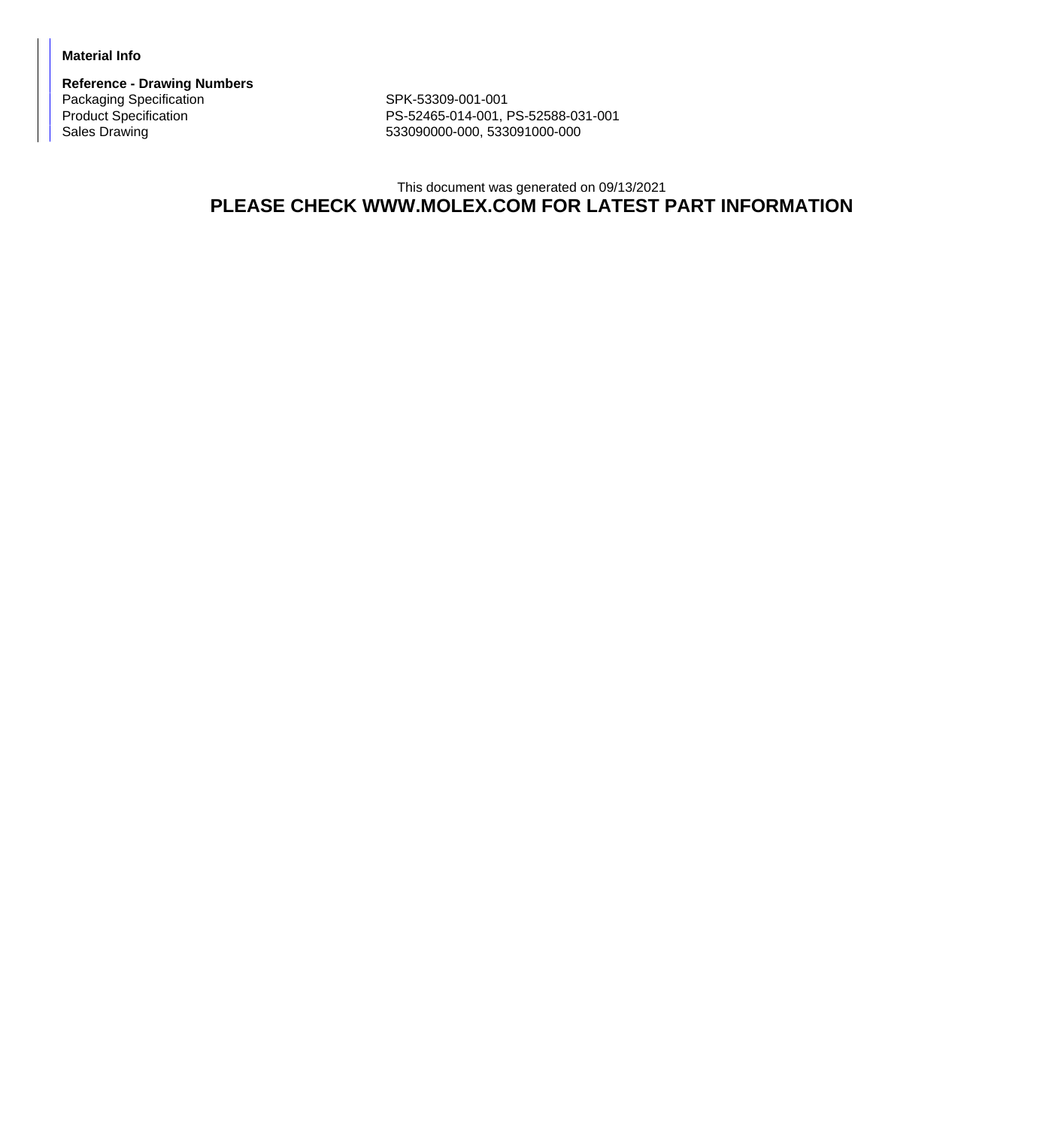**Material Info**

**Reference - Drawing Numbers**

| | |
|---|---|
| Packaging Specification | SPK-53309-001-001 |
| Product Specification | PS-52465-014-001, PS-52588-031-001 |
| Sales Drawing | 533090000-000, 533091000-000 |

This document was generated on 09/13/2021

**PLEASE CHECK WWW.MOLEX.COM FOR LATEST PART INFORMATION**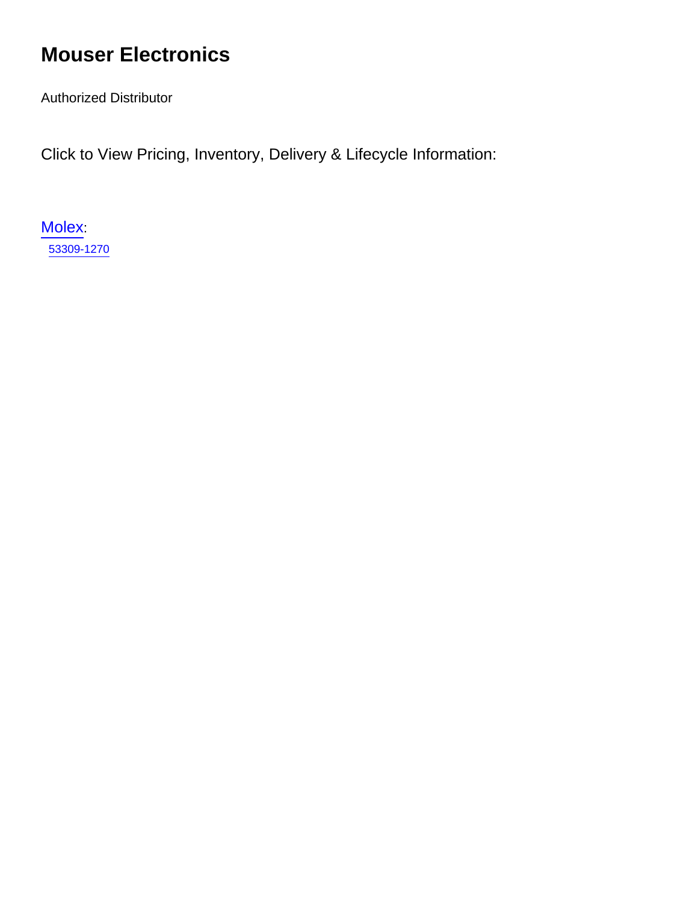# Mouser Electronics

Authorized Distributor

Click to View Pricing, Inventory, Delivery & Lifecycle Information:

Molex:

53309-1270